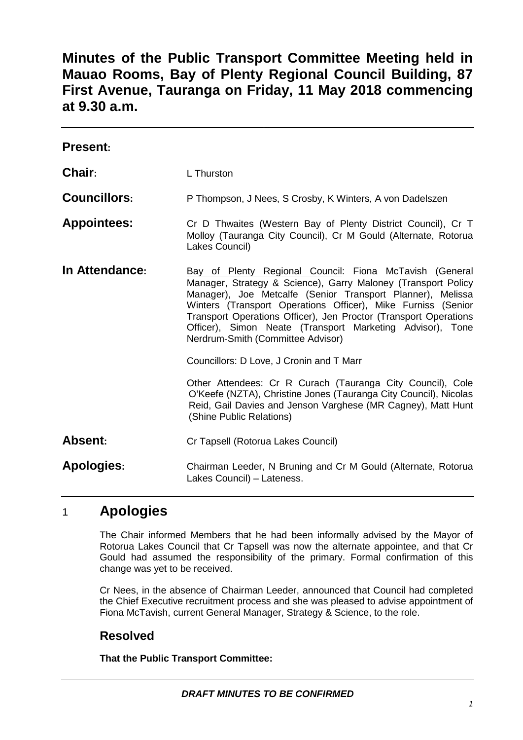# Minutes of the Public Transport Committee Meeting held in Mauao Rooms, Bay of Plenty Regional Council Building, 87 First Avenue, Tauranga on Friday, 11 May 2018 commencing at 9.30 a.m.

**Present:**

**Chair:** L Thurston

**Councillors:** P Thompson, J Nees, S Crosby, K Winters, A von Dadelszen

**Appointees:** Cr D Thwaites (Western Bay of Plenty District Council), Cr T Molloy (Tauranga City Council), Cr M Gould (Alternate, Rotorua Lakes Council)

**In Attendance:** Bay of Plenty Regional Council: Fiona McTavish (General Manager, Strategy & Science), Garry Maloney (Transport Policy Manager), Joe Metcalfe (Senior Transport Planner), Melissa Winters (Transport Operations Officer), Mike Furniss (Senior Transport Operations Officer), Jen Proctor (Transport Operations Officer), Simon Neate (Transport Marketing Advisor), Tone Nerdrum-Smith (Committee Advisor)

Councillors: D Love, J Cronin and T Marr

Other Attendees: Cr R Curach (Tauranga City Council), Cole O'Keefe (NZTA), Christine Jones (Tauranga City Council), Nicolas Reid, Gail Davies and Jenson Varghese (MR Cagney), Matt Hunt (Shine Public Relations)

**Absent:** Cr Tapsell (Rotorua Lakes Council)

**Apologies:** Chairman Leeder, N Bruning and Cr M Gould (Alternate, Rotorua Lakes Council) – Lateness.

## 1 Apologies

The Chair informed Members that he had been informally advised by the Mayor of Rotorua Lakes Council that Cr Tapsell was now the alternate appointee, and that Cr Gould had assumed the responsibility of the primary. Formal confirmation of this change was yet to be received.

Cr Nees, in the absence of Chairman Leeder, announced that Council had completed the Chief Executive recruitment process and she was pleased to advise appointment of Fiona McTavish, current General Manager, Strategy & Science, to the role.

### Resolved

**That the Public Transport Committee:**

*DRAFT MINUTES TO BE CONFIRMED*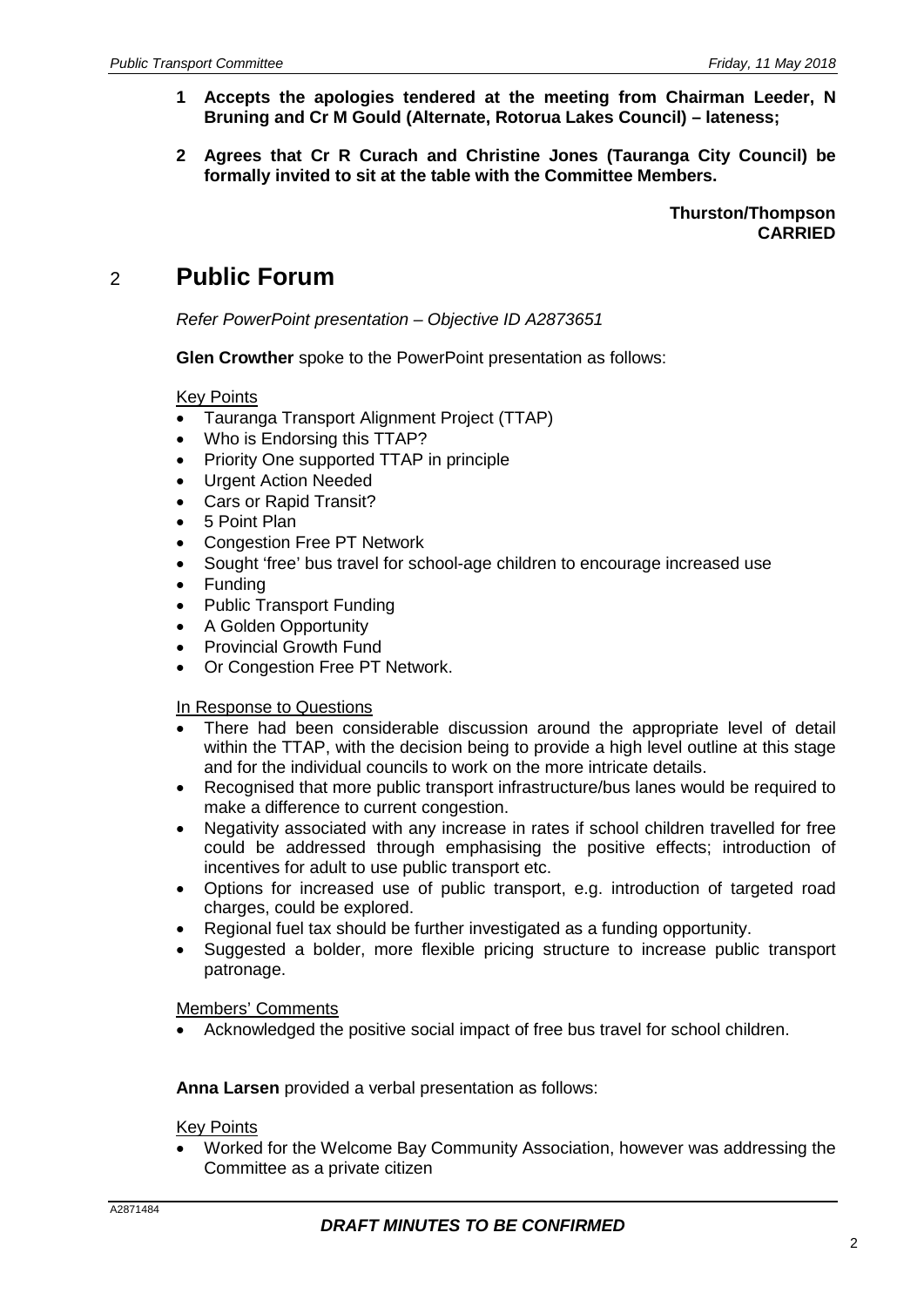**1 Accepts the apologies tendered at the meeting from Chairman Leeder, N Bruning and Cr M Gould (Alternate, Rotorua Lakes Council) – lateness;**

**2 Agrees that Cr R Curach and Christine Jones (Tauranga City Council) be formally invited to sit at the table with the Committee Members.**

**Thurston/Thompson**
**CARRIED**

## 2 Public Forum

*Refer PowerPoint presentation – Objective ID A2873651*

**Glen Crowther** spoke to the PowerPoint presentation as follows:

Key Points

- Tauranga Transport Alignment Project (TTAP)
- Who is Endorsing this TTAP?
- Priority One supported TTAP in principle
- Urgent Action Needed
- Cars or Rapid Transit?
- 5 Point Plan
- Congestion Free PT Network
- Sought 'free' bus travel for school-age children to encourage increased use
- Funding
- Public Transport Funding
- A Golden Opportunity
- Provincial Growth Fund
- Or Congestion Free PT Network.

In Response to Questions

- There had been considerable discussion around the appropriate level of detail within the TTAP, with the decision being to provide a high level outline at this stage and for the individual councils to work on the more intricate details.
- Recognised that more public transport infrastructure/bus lanes would be required to make a difference to current congestion.
- Negativity associated with any increase in rates if school children travelled for free could be addressed through emphasising the positive effects; introduction of incentives for adult to use public transport etc.
- Options for increased use of public transport, e.g. introduction of targeted road charges, could be explored.
- Regional fuel tax should be further investigated as a funding opportunity.
- Suggested a bolder, more flexible pricing structure to increase public transport patronage.

Members' Comments

- Acknowledged the positive social impact of free bus travel for school children.

**Anna Larsen** provided a verbal presentation as follows:

Key Points

- Worked for the Welcome Bay Community Association, however was addressing the Committee as a private citizen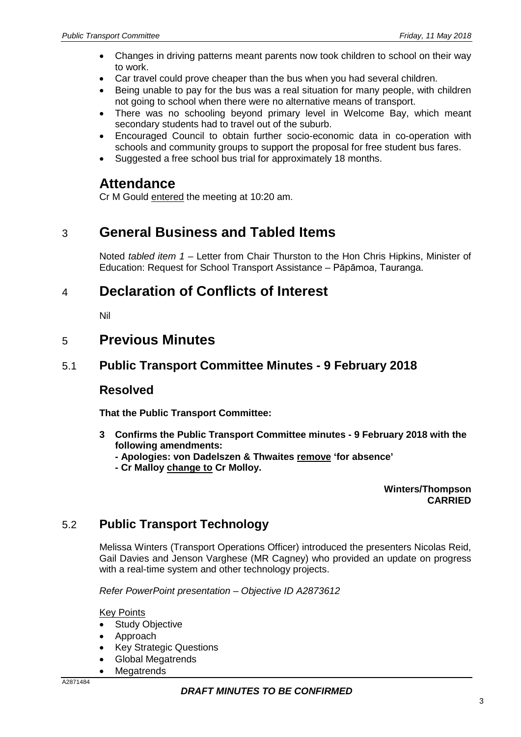- Changes in driving patterns meant parents now took children to school on their way to work.
- Car travel could prove cheaper than the bus when you had several children.
- Being unable to pay for the bus was a real situation for many people, with children not going to school when there were no alternative means of transport.
- There was no schooling beyond primary level in Welcome Bay, which meant secondary students had to travel out of the suburb.
- Encouraged Council to obtain further socio-economic data in co-operation with schools and community groups to support the proposal for free student bus fares.
- Suggested a free school bus trial for approximately 18 months.

## Attendance

Cr M Gould entered the meeting at 10:20 am.

# 3 General Business and Tabled Items

Noted *tabled item 1* – Letter from Chair Thurston to the Hon Chris Hipkins, Minister of Education: Request for School Transport Assistance – Pāpāmoa, Tauranga.

# 4 Declaration of Conflicts of Interest

Nil

# 5 Previous Minutes

## 5.1 Public Transport Committee Minutes - 9 February 2018

### Resolved

**That the Public Transport Committee:**

**3 Confirms the Public Transport Committee minutes - 9 February 2018 with the following amendments:**
**- Apologies: von Dadelszen & Thwaites remove 'for absence'**
**- Cr Malloy change to Cr Molloy.**

**Winters/Thompson**
**CARRIED**

## 5.2 Public Transport Technology

Melissa Winters (Transport Operations Officer) introduced the presenters Nicolas Reid, Gail Davies and Jenson Varghese (MR Cagney) who provided an update on progress with a real-time system and other technology projects.

*Refer PowerPoint presentation – Objective ID A2873612*

Key Points

- Study Objective
- Approach
- Key Strategic Questions
- Global Megatrends
- Megatrends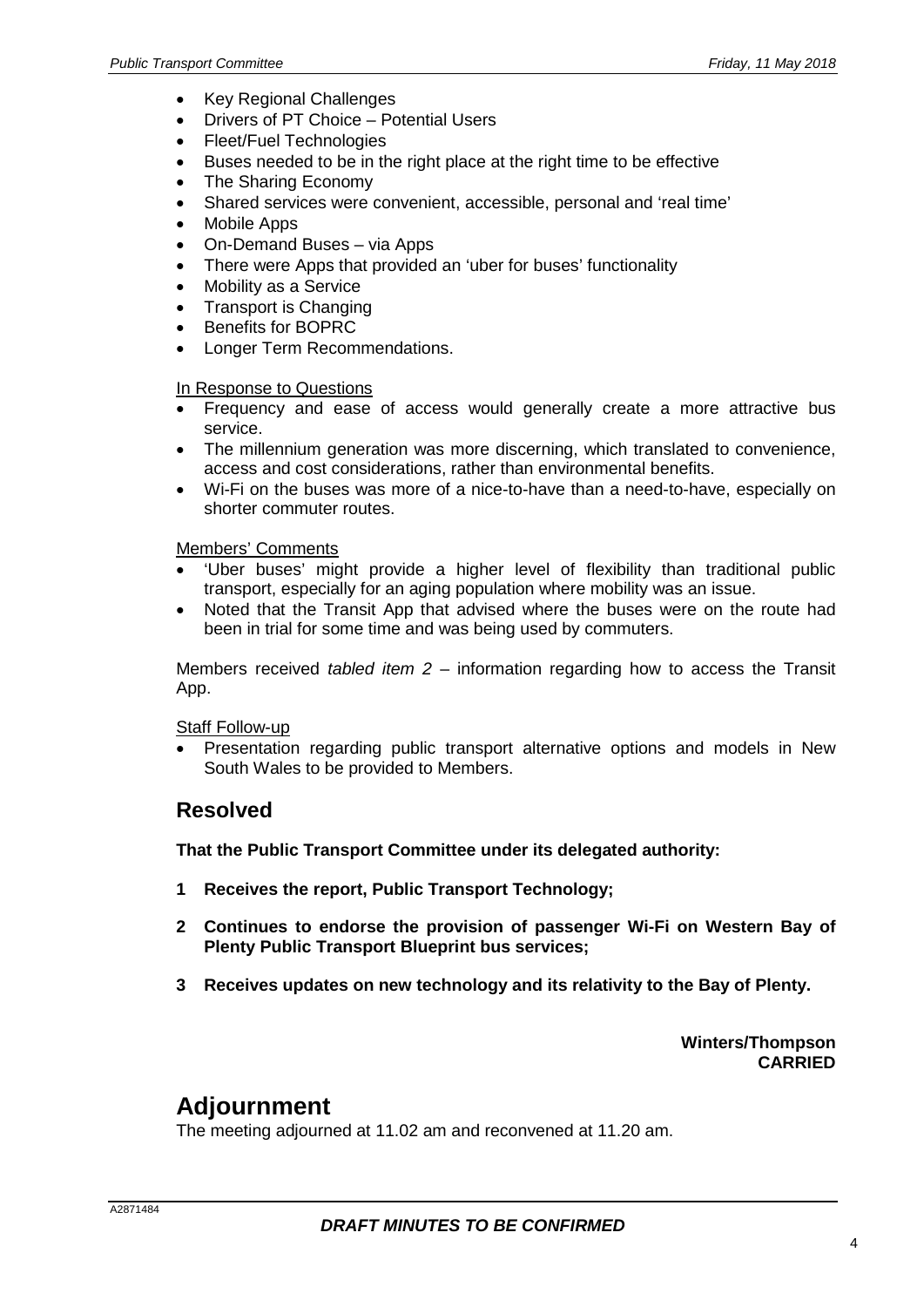- Key Regional Challenges
- Drivers of PT Choice – Potential Users
- Fleet/Fuel Technologies
- Buses needed to be in the right place at the right time to be effective
- The Sharing Economy
- Shared services were convenient, accessible, personal and 'real time'
- Mobile Apps
- On-Demand Buses – via Apps
- There were Apps that provided an 'uber for buses' functionality
- Mobility as a Service
- Transport is Changing
- Benefits for BOPRC
- Longer Term Recommendations.

In Response to Questions

- Frequency and ease of access would generally create a more attractive bus service.
- The millennium generation was more discerning, which translated to convenience, access and cost considerations, rather than environmental benefits.
- Wi-Fi on the buses was more of a nice-to-have than a need-to-have, especially on shorter commuter routes.

Members' Comments

- 'Uber buses' might provide a higher level of flexibility than traditional public transport, especially for an aging population where mobility was an issue.
- Noted that the Transit App that advised where the buses were on the route had been in trial for some time and was being used by commuters.

Members received *tabled item 2* – information regarding how to access the Transit App.

Staff Follow-up

- Presentation regarding public transport alternative options and models in New South Wales to be provided to Members.

## Resolved

**That the Public Transport Committee under its delegated authority:**

**1 Receives the report, Public Transport Technology;**

**2 Continues to endorse the provision of passenger Wi-Fi on Western Bay of Plenty Public Transport Blueprint bus services;**

**3 Receives updates on new technology and its relativity to the Bay of Plenty.**

**Winters/Thompson**
**CARRIED**

# Adjournment

The meeting adjourned at 11.02 am and reconvened at 11.20 am.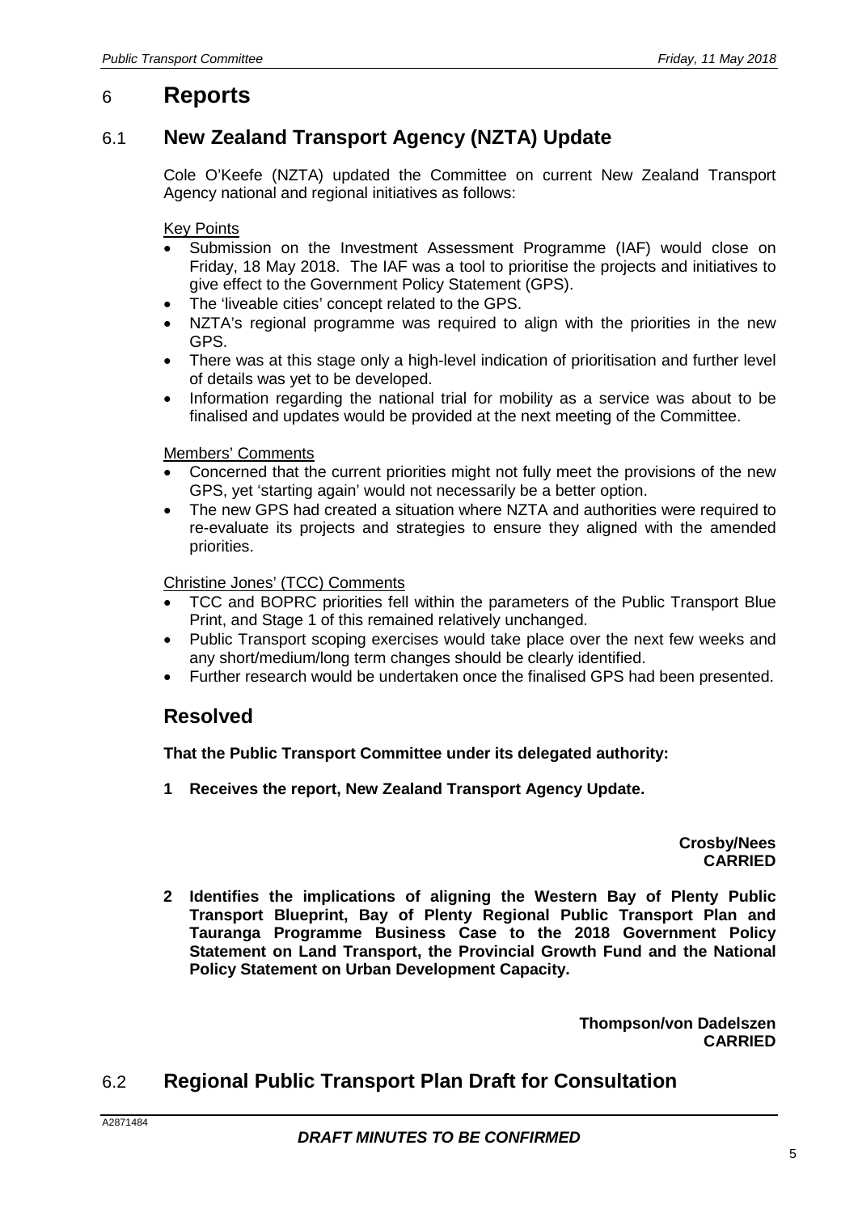# 6 Reports

## 6.1 New Zealand Transport Agency (NZTA) Update

Cole O'Keefe (NZTA) updated the Committee on current New Zealand Transport Agency national and regional initiatives as follows:

Key Points

- Submission on the Investment Assessment Programme (IAF) would close on Friday, 18 May 2018. The IAF was a tool to prioritise the projects and initiatives to give effect to the Government Policy Statement (GPS).
- The 'liveable cities' concept related to the GPS.
- NZTA's regional programme was required to align with the priorities in the new GPS.
- There was at this stage only a high-level indication of prioritisation and further level of details was yet to be developed.
- Information regarding the national trial for mobility as a service was about to be finalised and updates would be provided at the next meeting of the Committee.

Members' Comments

- Concerned that the current priorities might not fully meet the provisions of the new GPS, yet 'starting again' would not necessarily be a better option.
- The new GPS had created a situation where NZTA and authorities were required to re-evaluate its projects and strategies to ensure they aligned with the amended priorities.

Christine Jones' (TCC) Comments

- TCC and BOPRC priorities fell within the parameters of the Public Transport Blue Print, and Stage 1 of this remained relatively unchanged.
- Public Transport scoping exercises would take place over the next few weeks and any short/medium/long term changes should be clearly identified.
- Further research would be undertaken once the finalised GPS had been presented.

## Resolved

**That the Public Transport Committee under its delegated authority:**

**1 Receives the report, New Zealand Transport Agency Update.**

**Crosby/Nees**
**CARRIED**

**2 Identifies the implications of aligning the Western Bay of Plenty Public Transport Blueprint, Bay of Plenty Regional Public Transport Plan and Tauranga Programme Business Case to the 2018 Government Policy Statement on Land Transport, the Provincial Growth Fund and the National Policy Statement on Urban Development Capacity.**

**Thompson/von Dadelszen**
**CARRIED**

## 6.2 Regional Public Transport Plan Draft for Consultation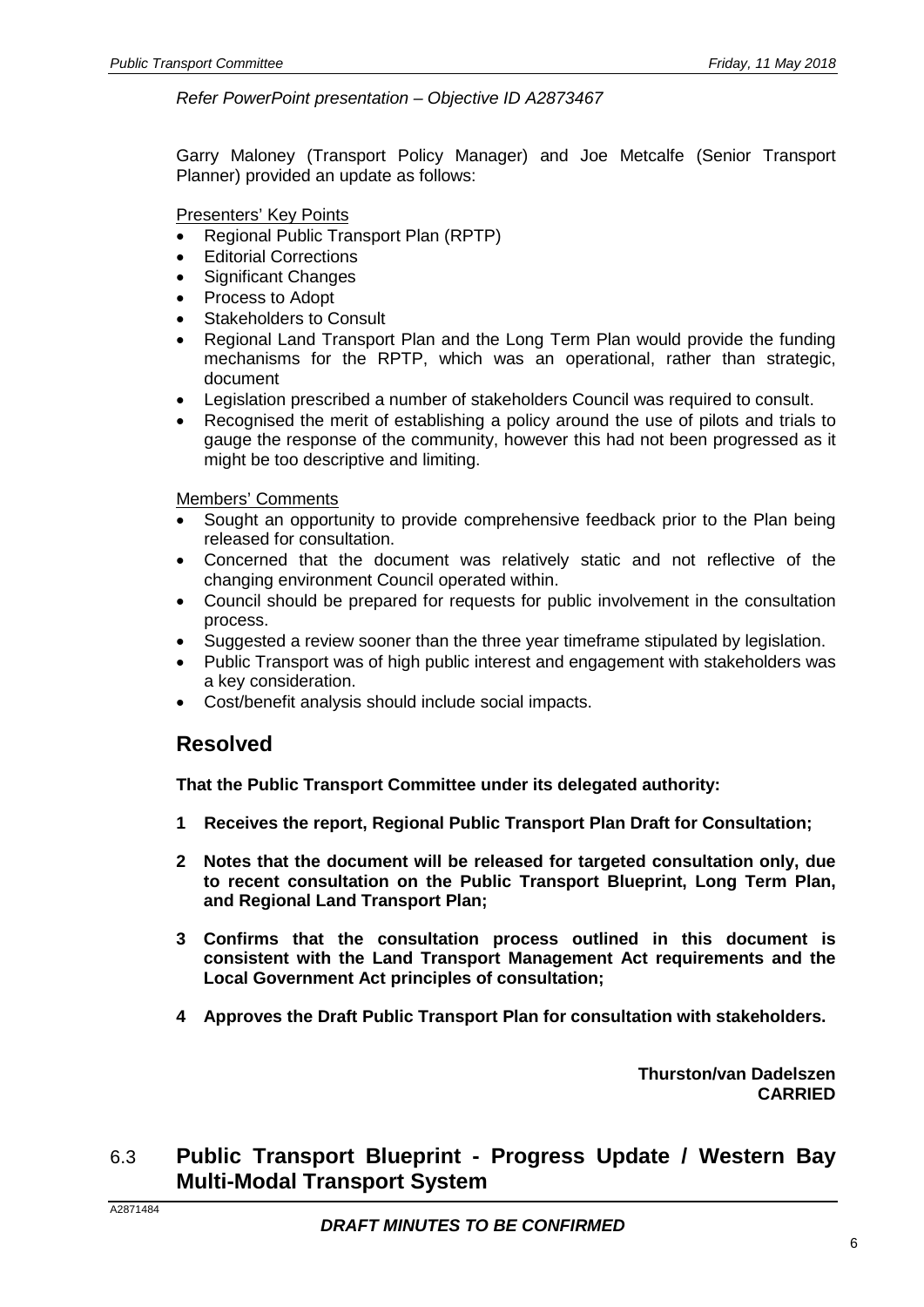*Refer PowerPoint presentation – Objective ID A2873467*

Garry Maloney (Transport Policy Manager) and Joe Metcalfe (Senior Transport Planner) provided an update as follows:

Presenters' Key Points

- Regional Public Transport Plan (RPTP)
- Editorial Corrections
- Significant Changes
- Process to Adopt
- Stakeholders to Consult
- Regional Land Transport Plan and the Long Term Plan would provide the funding mechanisms for the RPTP, which was an operational, rather than strategic, document
- Legislation prescribed a number of stakeholders Council was required to consult.
- Recognised the merit of establishing a policy around the use of pilots and trials to gauge the response of the community, however this had not been progressed as it might be too descriptive and limiting.

Members' Comments

- Sought an opportunity to provide comprehensive feedback prior to the Plan being released for consultation.
- Concerned that the document was relatively static and not reflective of the changing environment Council operated within.
- Council should be prepared for requests for public involvement in the consultation process.
- Suggested a review sooner than the three year timeframe stipulated by legislation.
- Public Transport was of high public interest and engagement with stakeholders was a key consideration.
- Cost/benefit analysis should include social impacts.

## Resolved

**That the Public Transport Committee under its delegated authority:**

**1 Receives the report, Regional Public Transport Plan Draft for Consultation;**

**2 Notes that the document will be released for targeted consultation only, due to recent consultation on the Public Transport Blueprint, Long Term Plan, and Regional Land Transport Plan;**

**3 Confirms that the consultation process outlined in this document is consistent with the Land Transport Management Act requirements and the Local Government Act principles of consultation;**

**4 Approves the Draft Public Transport Plan for consultation with stakeholders.**

**Thurston/van Dadelszen**
**CARRIED**

## 6.3 Public Transport Blueprint - Progress Update / Western Bay Multi-Modal Transport System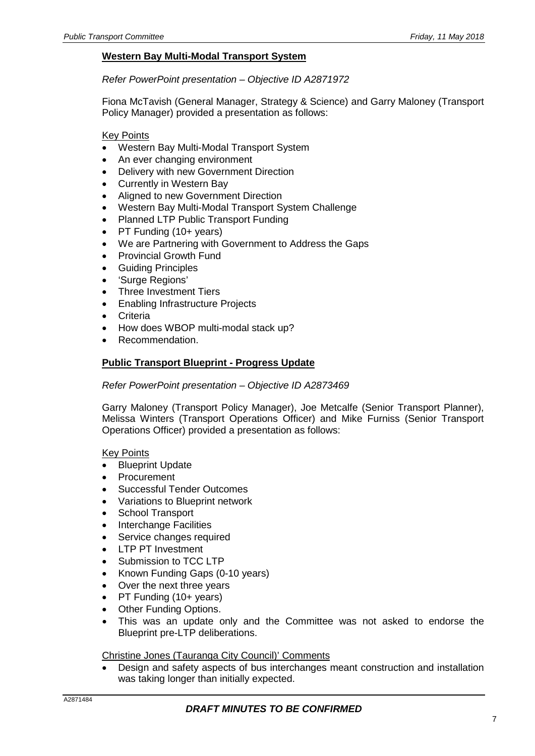## Western Bay Multi-Modal Transport System

*Refer PowerPoint presentation – Objective ID A2871972*

Fiona McTavish (General Manager, Strategy & Science) and Garry Maloney (Transport Policy Manager) provided a presentation as follows:

Key Points

- Western Bay Multi-Modal Transport System
- An ever changing environment
- Delivery with new Government Direction
- Currently in Western Bay
- Aligned to new Government Direction
- Western Bay Multi-Modal Transport System Challenge
- Planned LTP Public Transport Funding
- PT Funding (10+ years)
- We are Partnering with Government to Address the Gaps
- Provincial Growth Fund
- Guiding Principles
- 'Surge Regions'
- Three Investment Tiers
- Enabling Infrastructure Projects
- Criteria
- How does WBOP multi-modal stack up?
- Recommendation.

## Public Transport Blueprint - Progress Update

*Refer PowerPoint presentation – Objective ID A2873469*

Garry Maloney (Transport Policy Manager), Joe Metcalfe (Senior Transport Planner), Melissa Winters (Transport Operations Officer) and Mike Furniss (Senior Transport Operations Officer) provided a presentation as follows:

Key Points

- Blueprint Update
- Procurement
- Successful Tender Outcomes
- Variations to Blueprint network
- School Transport
- Interchange Facilities
- Service changes required
- LTP PT Investment
- Submission to TCC LTP
- Known Funding Gaps (0-10 years)
- Over the next three years
- PT Funding (10+ years)
- Other Funding Options.
- This was an update only and the Committee was not asked to endorse the Blueprint pre-LTP deliberations.

Christine Jones (Tauranga City Council)' Comments

- Design and safety aspects of bus interchanges meant construction and installation was taking longer than initially expected.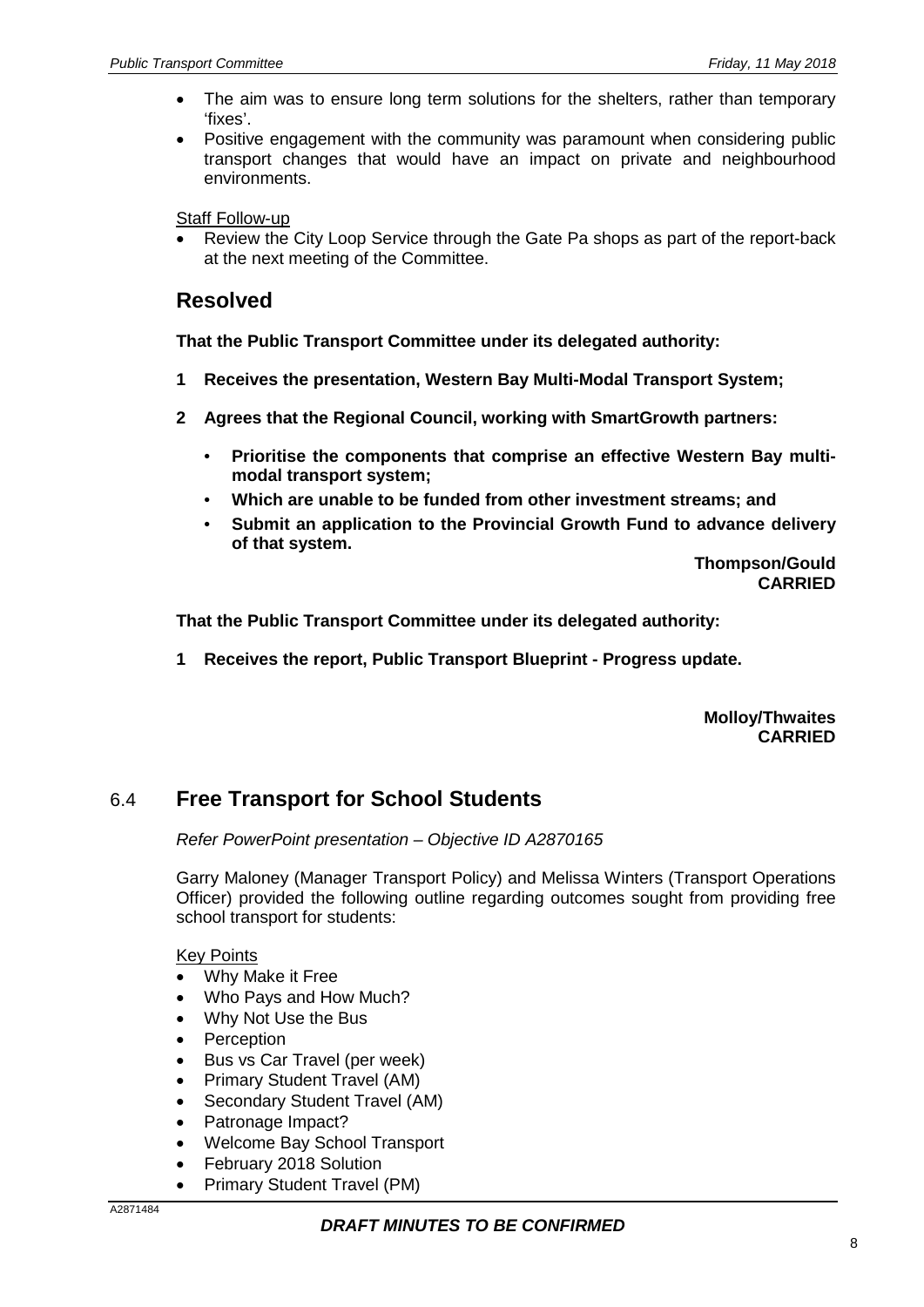- The aim was to ensure long term solutions for the shelters, rather than temporary 'fixes'.
- Positive engagement with the community was paramount when considering public transport changes that would have an impact on private and neighbourhood environments.

Staff Follow-up

- Review the City Loop Service through the Gate Pa shops as part of the report-back at the next meeting of the Committee.

## Resolved

**That the Public Transport Committee under its delegated authority:**

**1 Receives the presentation, Western Bay Multi-Modal Transport System;**

**2 Agrees that the Regional Council, working with SmartGrowth partners:**

- **Prioritise the components that comprise an effective Western Bay multi-modal transport system;**
- **Which are unable to be funded from other investment streams; and**
- **Submit an application to the Provincial Growth Fund to advance delivery of that system.**

**Thompson/Gould**
**CARRIED**

**That the Public Transport Committee under its delegated authority:**

**1 Receives the report, Public Transport Blueprint - Progress update.**

**Molloy/Thwaites**
**CARRIED**

## 6.4 Free Transport for School Students

*Refer PowerPoint presentation – Objective ID A2870165*

Garry Maloney (Manager Transport Policy) and Melissa Winters (Transport Operations Officer) provided the following outline regarding outcomes sought from providing free school transport for students:

Key Points

- Why Make it Free
- Who Pays and How Much?
- Why Not Use the Bus
- Perception
- Bus vs Car Travel (per week)
- Primary Student Travel (AM)
- Secondary Student Travel (AM)
- Patronage Impact?
- Welcome Bay School Transport
- February 2018 Solution
- Primary Student Travel (PM)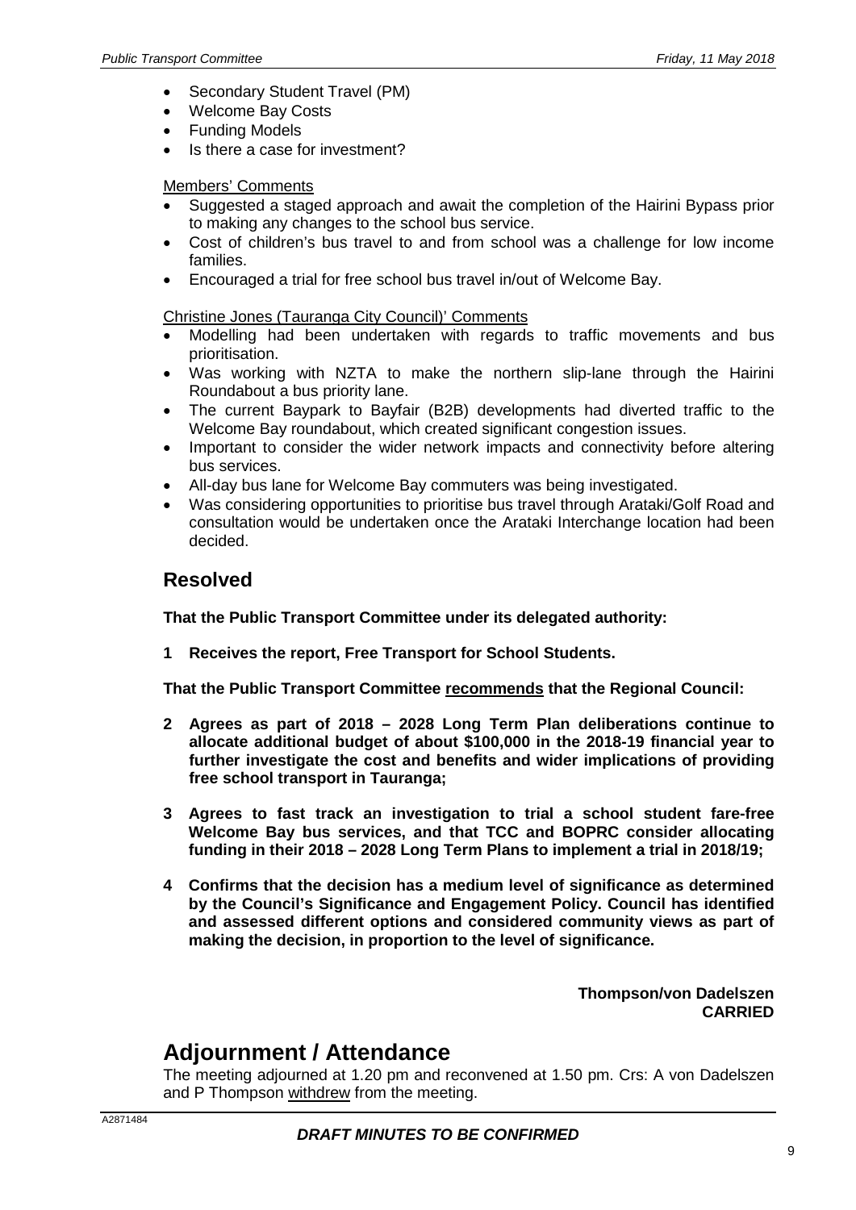- Secondary Student Travel (PM)
- Welcome Bay Costs
- Funding Models
- Is there a case for investment?

Members' Comments

- Suggested a staged approach and await the completion of the Hairini Bypass prior to making any changes to the school bus service.
- Cost of children's bus travel to and from school was a challenge for low income families.
- Encouraged a trial for free school bus travel in/out of Welcome Bay.

Christine Jones (Tauranga City Council)' Comments

- Modelling had been undertaken with regards to traffic movements and bus prioritisation.
- Was working with NZTA to make the northern slip-lane through the Hairini Roundabout a bus priority lane.
- The current Baypark to Bayfair (B2B) developments had diverted traffic to the Welcome Bay roundabout, which created significant congestion issues.
- Important to consider the wider network impacts and connectivity before altering bus services.
- All-day bus lane for Welcome Bay commuters was being investigated.
- Was considering opportunities to prioritise bus travel through Arataki/Golf Road and consultation would be undertaken once the Arataki Interchange location had been decided.

## Resolved

**That the Public Transport Committee under its delegated authority:**

**1 Receives the report, Free Transport for School Students.**

**That the Public Transport Committee recommends that the Regional Council:**

**2 Agrees as part of 2018 – 2028 Long Term Plan deliberations continue to allocate additional budget of about $100,000 in the 2018-19 financial year to further investigate the cost and benefits and wider implications of providing free school transport in Tauranga;**

**3 Agrees to fast track an investigation to trial a school student fare-free Welcome Bay bus services, and that TCC and BOPRC consider allocating funding in their 2018 – 2028 Long Term Plans to implement a trial in 2018/19;**

**4 Confirms that the decision has a medium level of significance as determined by the Council's Significance and Engagement Policy. Council has identified and assessed different options and considered community views as part of making the decision, in proportion to the level of significance.**

**Thompson/von Dadelszen**
**CARRIED**

# Adjournment / Attendance

The meeting adjourned at 1.20 pm and reconvened at 1.50 pm. Crs: A von Dadelszen and P Thompson withdrew from the meeting.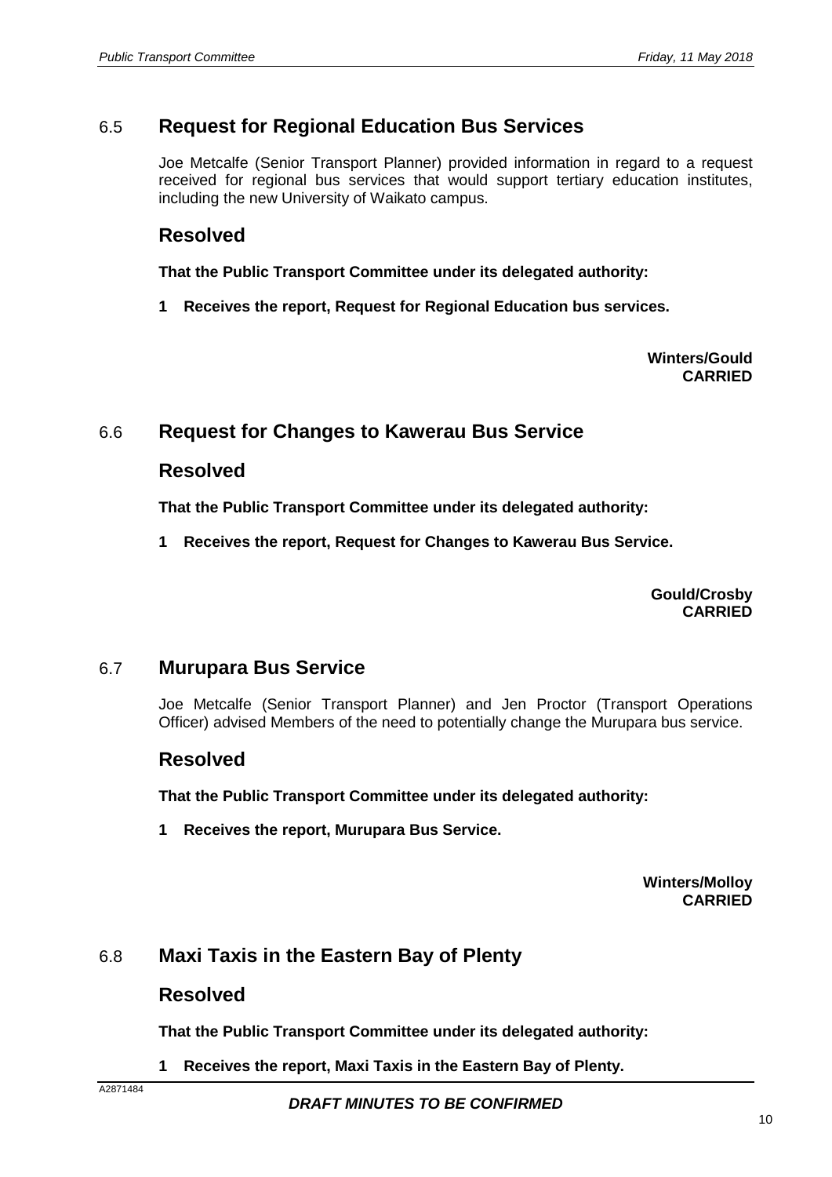## 6.5 Request for Regional Education Bus Services

Joe Metcalfe (Senior Transport Planner) provided information in regard to a request received for regional bus services that would support tertiary education institutes, including the new University of Waikato campus.

### Resolved

**That the Public Transport Committee under its delegated authority:**

**1 Receives the report, Request for Regional Education bus services.**

**Winters/Gould**
**CARRIED**

## 6.6 Request for Changes to Kawerau Bus Service

### Resolved

**That the Public Transport Committee under its delegated authority:**

**1 Receives the report, Request for Changes to Kawerau Bus Service.**

**Gould/Crosby**
**CARRIED**

## 6.7 Murupara Bus Service

Joe Metcalfe (Senior Transport Planner) and Jen Proctor (Transport Operations Officer) advised Members of the need to potentially change the Murupara bus service.

### Resolved

**That the Public Transport Committee under its delegated authority:**

**1 Receives the report, Murupara Bus Service.**

**Winters/Molloy**
**CARRIED**

## 6.8 Maxi Taxis in the Eastern Bay of Plenty

### Resolved

**That the Public Transport Committee under its delegated authority:**

**1 Receives the report, Maxi Taxis in the Eastern Bay of Plenty.**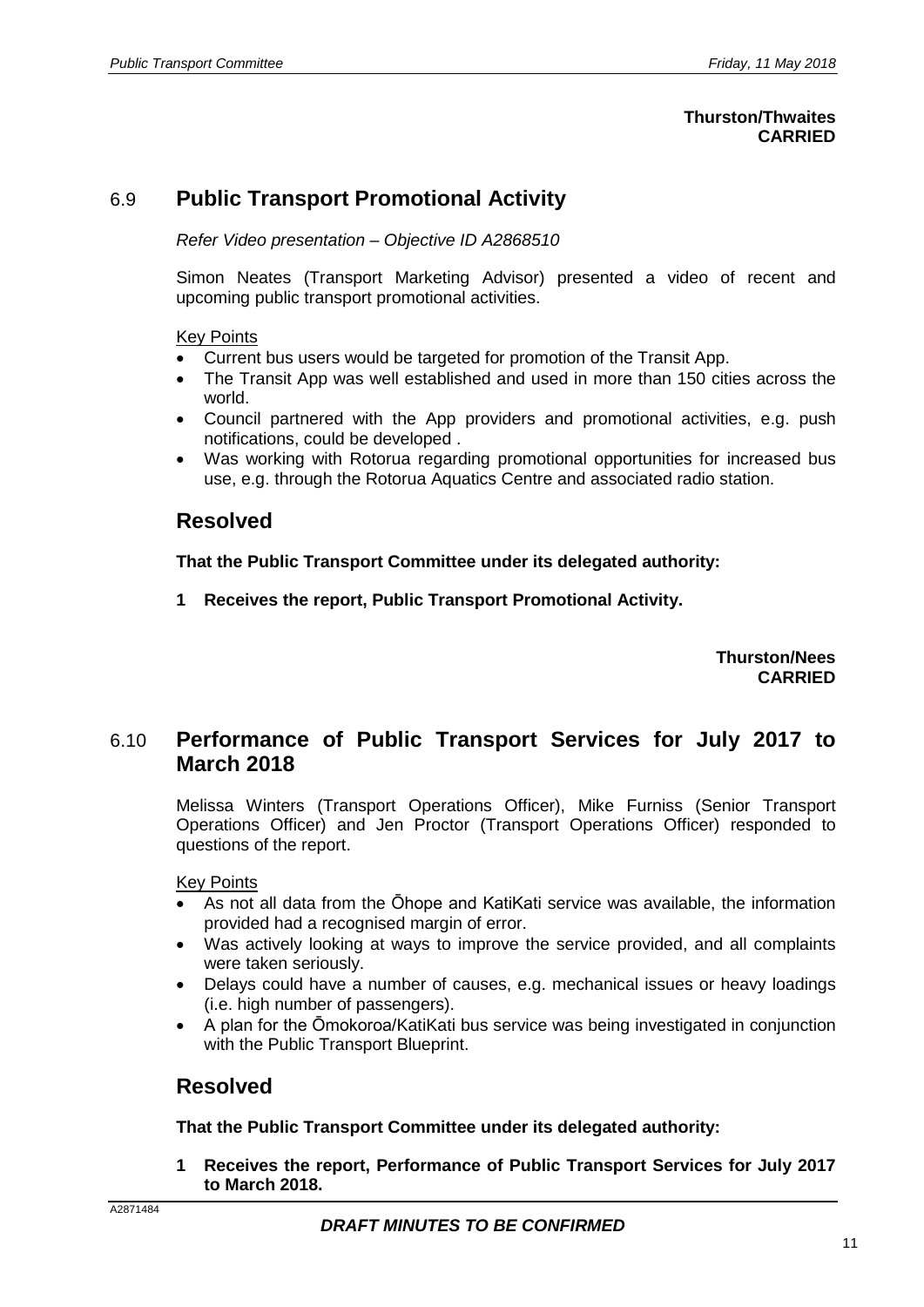**Thurston/Thwaites**
**CARRIED**

## 6.9 Public Transport Promotional Activity

*Refer Video presentation – Objective ID A2868510*

Simon Neates (Transport Marketing Advisor) presented a video of recent and upcoming public transport promotional activities.

Key Points

- Current bus users would be targeted for promotion of the Transit App.
- The Transit App was well established and used in more than 150 cities across the world.
- Council partnered with the App providers and promotional activities, e.g. push notifications, could be developed .
- Was working with Rotorua regarding promotional opportunities for increased bus use, e.g. through the Rotorua Aquatics Centre and associated radio station.

### Resolved

**That the Public Transport Committee under its delegated authority:**

**1 Receives the report, Public Transport Promotional Activity.**

**Thurston/Nees**
**CARRIED**

## 6.10 Performance of Public Transport Services for July 2017 to March 2018

Melissa Winters (Transport Operations Officer), Mike Furniss (Senior Transport Operations Officer) and Jen Proctor (Transport Operations Officer) responded to questions of the report.

Key Points

- As not all data from the Ōhope and KatiKati service was available, the information provided had a recognised margin of error.
- Was actively looking at ways to improve the service provided, and all complaints were taken seriously.
- Delays could have a number of causes, e.g. mechanical issues or heavy loadings (i.e. high number of passengers).
- A plan for the Ōmokoroa/KatiKati bus service was being investigated in conjunction with the Public Transport Blueprint.

### Resolved

**That the Public Transport Committee under its delegated authority:**

**1 Receives the report, Performance of Public Transport Services for July 2017 to March 2018.**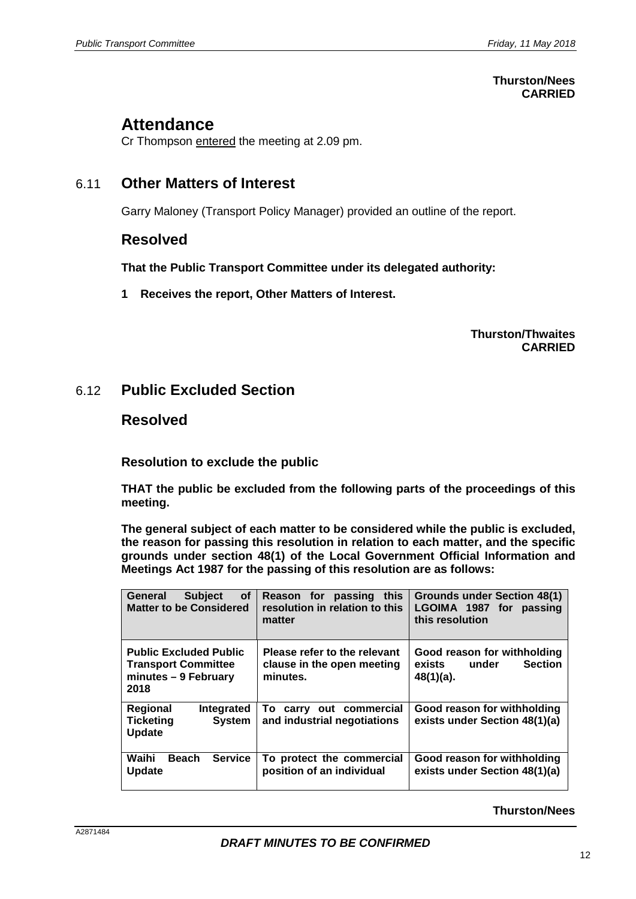**Thurston/Nees**
**CARRIED**

## Attendance

Cr Thompson entered the meeting at 2.09 pm.

## 6.11 Other Matters of Interest

Garry Maloney (Transport Policy Manager) provided an outline of the report.

### Resolved

**That the Public Transport Committee under its delegated authority:**

**1 Receives the report, Other Matters of Interest.**

**Thurston/Thwaites**
**CARRIED**

## 6.12 Public Excluded Section

### Resolved

**Resolution to exclude the public**

**THAT the public be excluded from the following parts of the proceedings of this meeting.**

**The general subject of each matter to be considered while the public is excluded, the reason for passing this resolution in relation to each matter, and the specific grounds under section 48(1) of the Local Government Official Information and Meetings Act 1987 for the passing of this resolution are as follows:**

| General Subject of Matter to be Considered | Reason for passing this resolution in relation to this matter | Grounds under Section 48(1) LGOIMA 1987 for passing this resolution |
|---|---|---|
| Public Excluded Public Transport Committee minutes – 9 February 2018 | Please refer to the relevant clause in the open meeting minutes. | Good reason for withholding exists under Section 48(1)(a). |
| Regional Integrated Ticketing System Update | To carry out commercial and industrial negotiations | Good reason for withholding exists under Section 48(1)(a) |
| Waihi Beach Service Update | To protect the commercial position of an individual | Good reason for withholding exists under Section 48(1)(a) |

**Thurston/Nees**

A2871484

***DRAFT MINUTES TO BE CONFIRMED***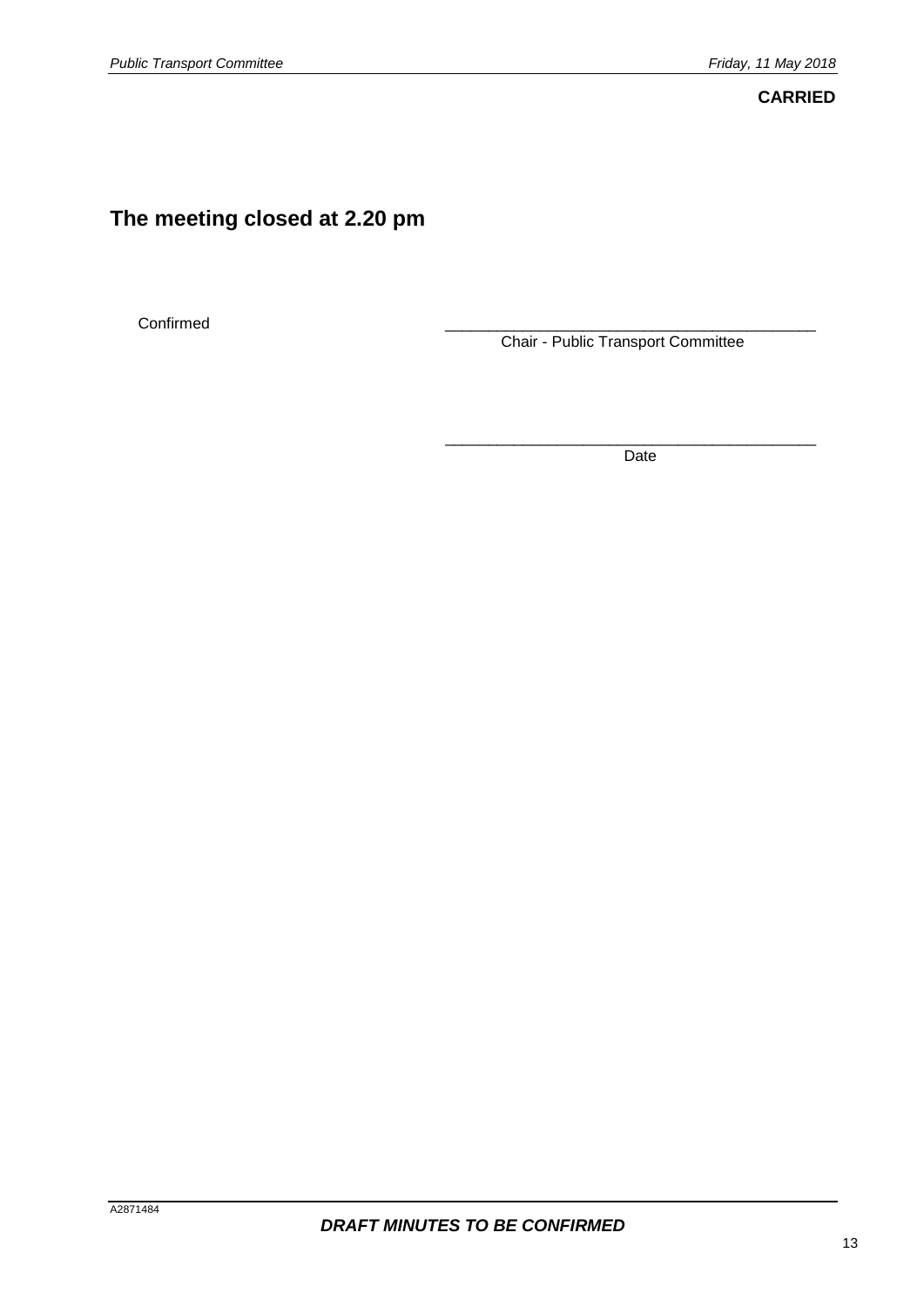**CARRIED**

## The meeting closed at 2.20 pm

Confirmed

\_\_\_\_\_\_\_\_\_\_\_\_\_\_\_\_\_\_\_\_\_\_\_\_\_\_\_\_\_\_\_\_\_\_\_\_\_\_\_\_\_\_

Chair - Public Transport Committee

\_\_\_\_\_\_\_\_\_\_\_\_\_\_\_\_\_\_\_\_\_\_\_\_\_\_\_\_\_\_\_\_\_\_\_\_\_\_\_\_\_\_

Date

A2871484

***DRAFT MINUTES TO BE CONFIRMED***